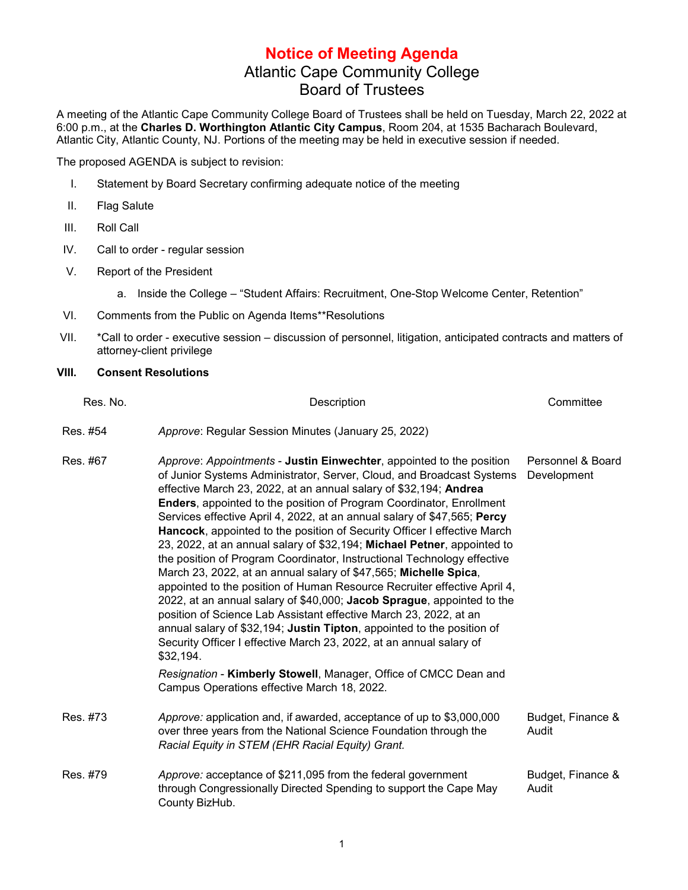# Notice of Meeting Agenda

## Atlantic Cape Community College
## Board of Trustees

A meeting of the Atlantic Cape Community College Board of Trustees shall be held on Tuesday, March 22, 2022 at 6:00 p.m., at the **Charles D. Worthington Atlantic City Campus**, Room 204, at 1535 Bacharach Boulevard, Atlantic City, Atlantic County, NJ. Portions of the meeting may be held in executive session if needed.

The proposed AGENDA is subject to revision:

I. Statement by Board Secretary confirming adequate notice of the meeting

II. Flag Salute

III. Roll Call

IV. Call to order - regular session

V. Report of the President

   a. Inside the College – "Student Affairs: Recruitment, One-Stop Welcome Center, Retention"

VI. Comments from the Public on Agenda Items**Resolutions

VII. *Call to order - executive session – discussion of personnel, litigation, anticipated contracts and matters of attorney-client privilege

**VIII. Consent Resolutions**

| Res. No. | Description | Committee |
|---|---|---|
| Res. #54 | *Approve*: Regular Session Minutes (January 25, 2022) | |
| Res. #67 | *Approve*: *Appointments* - **Justin Einwechter**, appointed to the position of Junior Systems Administrator, Server, Cloud, and Broadcast Systems effective March 23, 2022, at an annual salary of $32,194; **Andrea Enders**, appointed to the position of Program Coordinator, Enrollment Services effective April 4, 2022, at an annual salary of $47,565; **Percy Hancock**, appointed to the position of Security Officer I effective March 23, 2022, at an annual salary of $32,194; **Michael Petner**, appointed to the position of Program Coordinator, Instructional Technology effective March 23, 2022, at an annual salary of $47,565; **Michelle Spica**, appointed to the position of Human Resource Recruiter effective April 4, 2022, at an annual salary of $40,000; **Jacob Sprague**, appointed to the position of Science Lab Assistant effective March 23, 2022, at an annual salary of $32,194; **Justin Tipton**, appointed to the position of Security Officer I effective March 23, 2022, at an annual salary of $32,194.<br><br>*Resignation* - **Kimberly Stowell**, Manager, Office of CMCC Dean and Campus Operations effective March 18, 2022. | Personnel & Board Development |
| Res. #73 | *Approve:* application and, if awarded, acceptance of up to $3,000,000 over three years from the National Science Foundation through the *Racial Equity in STEM (EHR Racial Equity) Grant.* | Budget, Finance & Audit |
| Res. #79 | *Approve:* acceptance of $211,095 from the federal government through Congressionally Directed Spending to support the Cape May County BizHub. | Budget, Finance & Audit |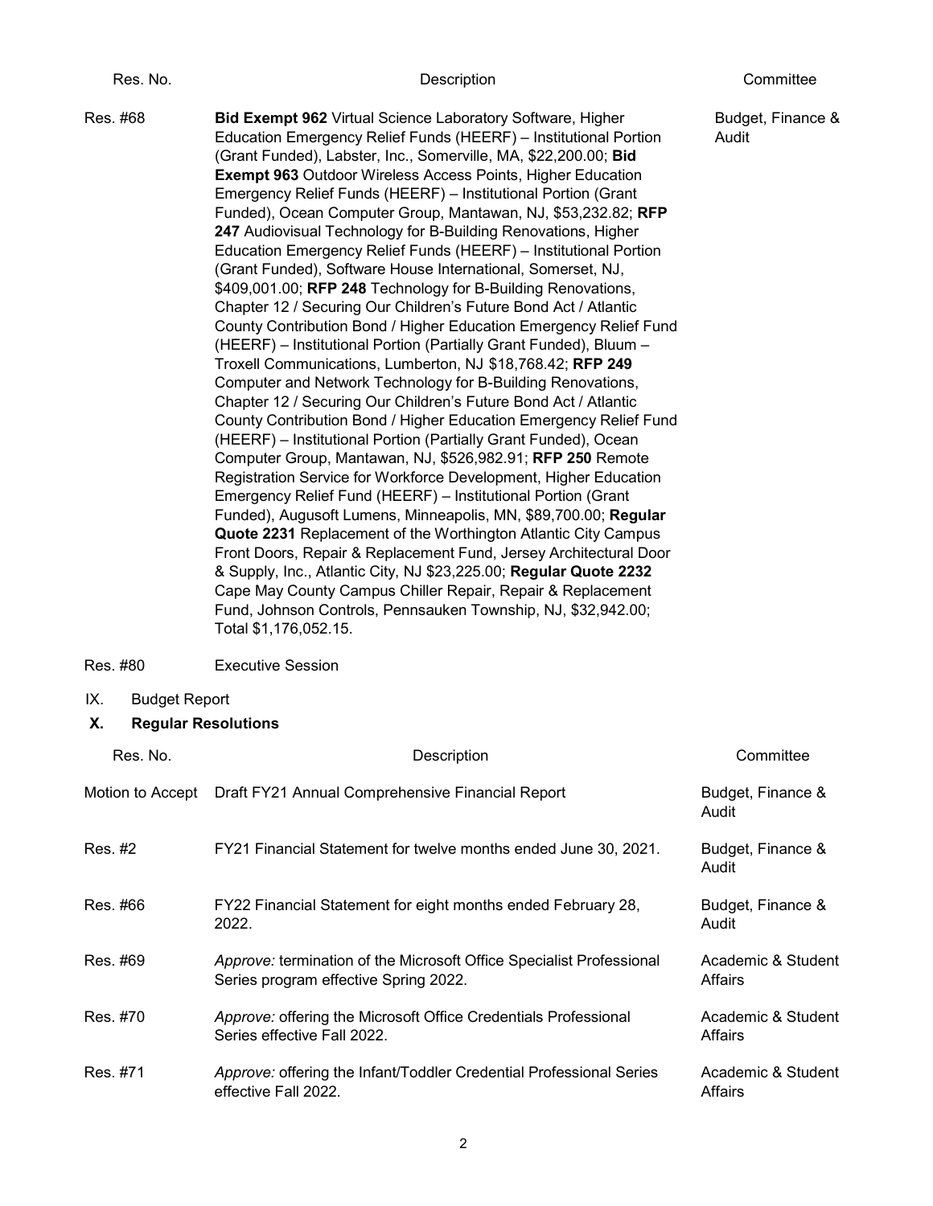| Res. No. | Description | Committee |
|---|---|---|
| Res. #68 | **Bid Exempt 962** Virtual Science Laboratory Software, Higher Education Emergency Relief Funds (HEERF) – Institutional Portion (Grant Funded), Labster, Inc., Somerville, MA, $22,200.00; **Bid Exempt 963** Outdoor Wireless Access Points, Higher Education Emergency Relief Funds (HEERF) – Institutional Portion (Grant Funded), Ocean Computer Group, Mantawan, NJ, $53,232.82; **RFP 247** Audiovisual Technology for B-Building Renovations, Higher Education Emergency Relief Funds (HEERF) – Institutional Portion (Grant Funded), Software House International, Somerset, NJ, $409,001.00; **RFP 248** Technology for B-Building Renovations, Chapter 12 / Securing Our Children's Future Bond Act / Atlantic County Contribution Bond / Higher Education Emergency Relief Fund (HEERF) – Institutional Portion (Partially Grant Funded), Bluum – Troxell Communications, Lumberton, NJ $18,768.42; **RFP 249** Computer and Network Technology for B-Building Renovations, Chapter 12 / Securing Our Children's Future Bond Act / Atlantic County Contribution Bond / Higher Education Emergency Relief Fund (HEERF) – Institutional Portion (Partially Grant Funded), Ocean Computer Group, Mantawan, NJ, $526,982.91; **RFP 250** Remote Registration Service for Workforce Development, Higher Education Emergency Relief Fund (HEERF) – Institutional Portion (Grant Funded), Augusoft Lumens, Minneapolis, MN, $89,700.00; **Regular Quote 2231** Replacement of the Worthington Atlantic City Campus Front Doors, Repair & Replacement Fund, Jersey Architectural Door & Supply, Inc., Atlantic City, NJ $23,225.00; **Regular Quote 2232** Cape May County Campus Chiller Repair, Repair & Replacement Fund, Johnson Controls, Pennsauken Township, NJ, $32,942.00; Total $1,176,052.15. | Budget, Finance & Audit |
| Res. #80 | Executive Session | |

IX. Budget Report

## X. Regular Resolutions

| Res. No. | Description | Committee |
|---|---|---|
| Motion to Accept | Draft FY21 Annual Comprehensive Financial Report | Budget, Finance & Audit |
| Res. #2 | FY21 Financial Statement for twelve months ended June 30, 2021. | Budget, Finance & Audit |
| Res. #66 | FY22 Financial Statement for eight months ended February 28, 2022. | Budget, Finance & Audit |
| Res. #69 | *Approve:* termination of the Microsoft Office Specialist Professional Series program effective Spring 2022. | Academic & Student Affairs |
| Res. #70 | *Approve:* offering the Microsoft Office Credentials Professional Series effective Fall 2022. | Academic & Student Affairs |
| Res. #71 | *Approve:* offering the Infant/Toddler Credential Professional Series effective Fall 2022. | Academic & Student Affairs |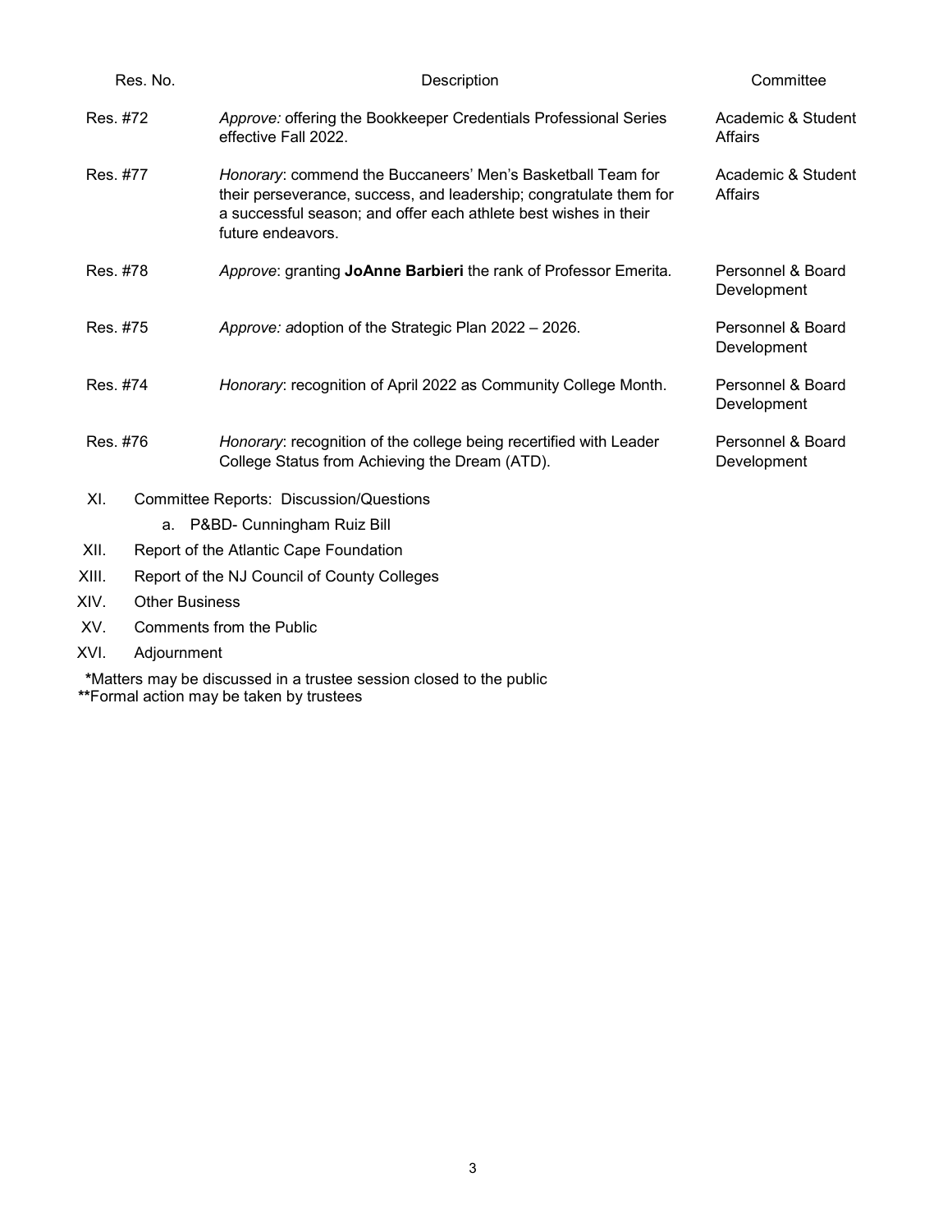| Res. No. | Description | Committee |
|---|---|---|
| Res. #72 | *Approve:* offering the Bookkeeper Credentials Professional Series effective Fall 2022. | Academic & Student Affairs |
| Res. #77 | *Honorary*: commend the Buccaneers' Men's Basketball Team for their perseverance, success, and leadership; congratulate them for a successful season; and offer each athlete best wishes in their future endeavors. | Academic & Student Affairs |
| Res. #78 | *Approve*: granting **JoAnne Barbieri** the rank of Professor Emerita. | Personnel & Board Development |
| Res. #75 | *Approve: a*doption of the Strategic Plan 2022 – 2026. | Personnel & Board Development |
| Res. #74 | *Honorary*: recognition of April 2022 as Community College Month. | Personnel & Board Development |
| Res. #76 | *Honorary*: recognition of the college being recertified with Leader College Status from Achieving the Dream (ATD). | Personnel & Board Development |

XI. Committee Reports: Discussion/Questions

a. P&BD- Cunningham Ruiz Bill

XII. Report of the Atlantic Cape Foundation

XIII. Report of the NJ Council of County Colleges

XIV. Other Business

XV. Comments from the Public

XVI. Adjournment

**\***Matters may be discussed in a trustee session closed to the public
**\*\***Formal action may be taken by trustees